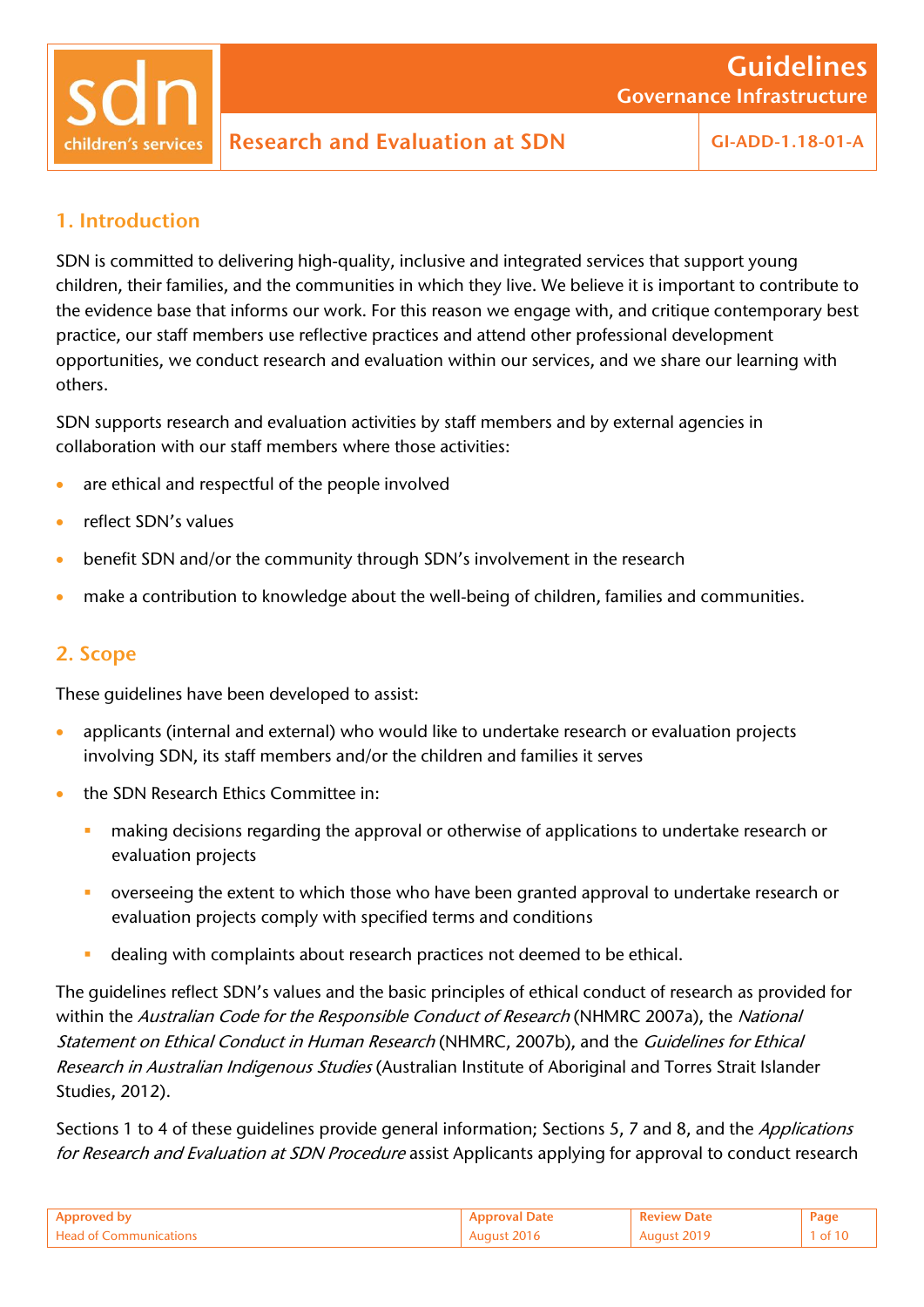# Research and Evaluation at SDN

## 1. Introduction

SDN is committed to delivering high-quality, inclusive and integrated services that support young children, their families, and the communities in which they live. We believe it is important to contribute to the evidence base that informs our work. For this reason we engage with, and critique contemporary best practice, our staff members use reflective practices and attend other professional development opportunities, we conduct research and evaluation within our services, and we share our learning with others.

SDN supports research and evaluation activities by staff members and by external agencies in collaboration with our staff members where those activities:

- are ethical and respectful of the people involved
- reflect SDN's values
- benefit SDN and/or the community through SDN's involvement in the research
- make a contribution to knowledge about the well-being of children, families and communities.

## 2. Scope

These guidelines have been developed to assist:

- applicants (internal and external) who would like to undertake research or evaluation projects involving SDN, its staff members and/or the children and families it serves
- the SDN Research Ethics Committee in:
  - making decisions regarding the approval or otherwise of applications to undertake research or evaluation projects
  - overseeing the extent to which those who have been granted approval to undertake research or evaluation projects comply with specified terms and conditions
  - dealing with complaints about research practices not deemed to be ethical.

The guidelines reflect SDN's values and the basic principles of ethical conduct of research as provided for within the *Australian Code for the Responsible Conduct of Research* (NHMRC 2007a), the *National Statement on Ethical Conduct in Human Research* (NHMRC, 2007b), and the *Guidelines for Ethical Research in Australian Indigenous Studies* (Australian Institute of Aboriginal and Torres Strait Islander Studies, 2012).

Sections 1 to 4 of these guidelines provide general information; Sections 5, 7 and 8, and the *Applications for Research and Evaluation at SDN Procedure* assist Applicants applying for approval to conduct research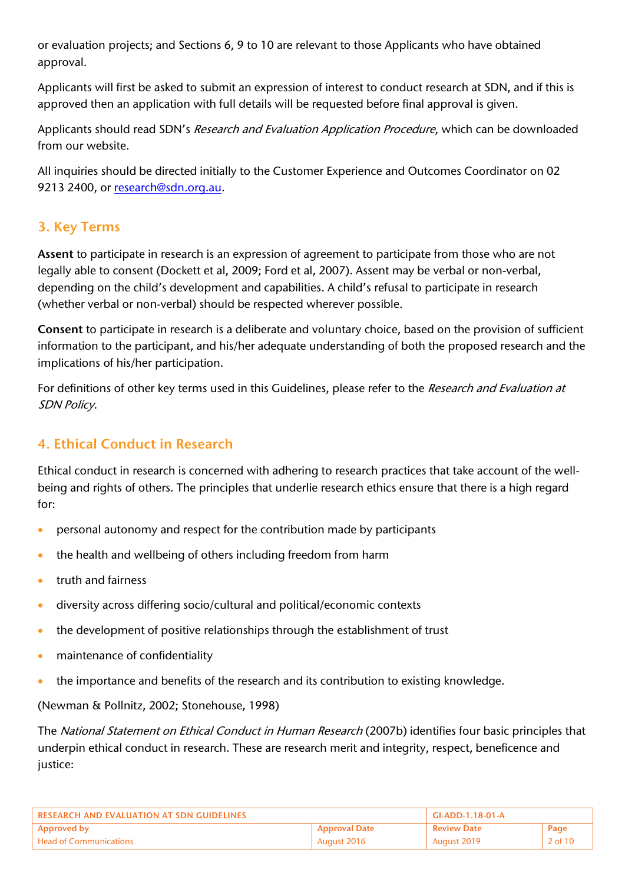or evaluation projects; and Sections 6, 9 to 10 are relevant to those Applicants who have obtained approval.

Applicants will first be asked to submit an expression of interest to conduct research at SDN, and if this is approved then an application with full details will be requested before final approval is given.

Applicants should read SDN's *Research and Evaluation Application Procedure*, which can be downloaded from our website.

All inquiries should be directed initially to the Customer Experience and Outcomes Coordinator on 02 9213 2400, or research@sdn.org.au.

## 3. Key Terms

**Assent** to participate in research is an expression of agreement to participate from those who are not legally able to consent (Dockett et al, 2009; Ford et al, 2007). Assent may be verbal or non-verbal, depending on the child's development and capabilities. A child's refusal to participate in research (whether verbal or non-verbal) should be respected wherever possible.

**Consent** to participate in research is a deliberate and voluntary choice, based on the provision of sufficient information to the participant, and his/her adequate understanding of both the proposed research and the implications of his/her participation.

For definitions of other key terms used in this Guidelines, please refer to the *Research and Evaluation at SDN Policy*.

## 4. Ethical Conduct in Research

Ethical conduct in research is concerned with adhering to research practices that take account of the well-being and rights of others. The principles that underlie research ethics ensure that there is a high regard for:

- personal autonomy and respect for the contribution made by participants
- the health and wellbeing of others including freedom from harm
- truth and fairness
- diversity across differing socio/cultural and political/economic contexts
- the development of positive relationships through the establishment of trust
- maintenance of confidentiality
- the importance and benefits of the research and its contribution to existing knowledge.

(Newman & Pollnitz, 2002; Stonehouse, 1998)

The *National Statement on Ethical Conduct in Human Research* (2007b) identifies four basic principles that underpin ethical conduct in research. These are research merit and integrity, respect, beneficence and justice: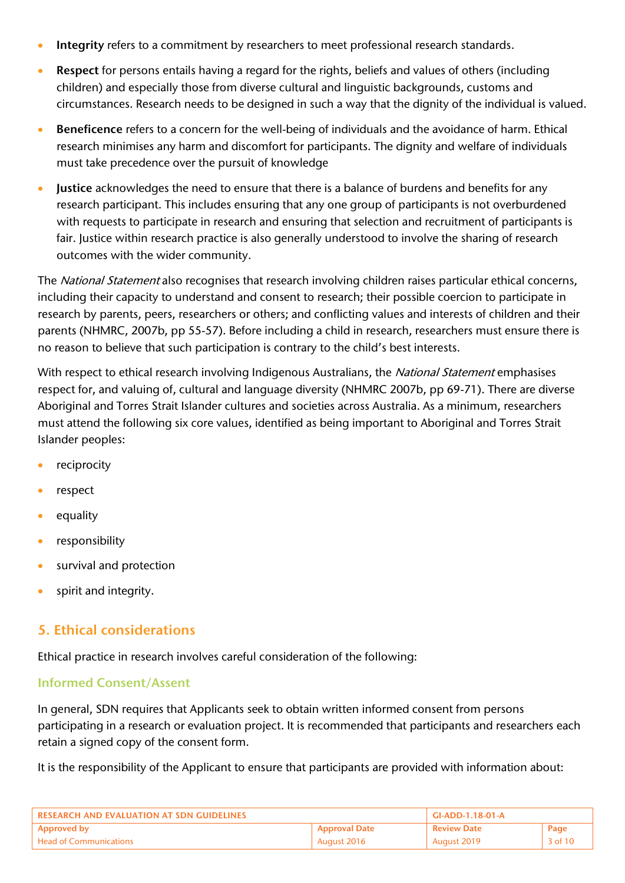- **Integrity** refers to a commitment by researchers to meet professional research standards.
- **Respect** for persons entails having a regard for the rights, beliefs and values of others (including children) and especially those from diverse cultural and linguistic backgrounds, customs and circumstances. Research needs to be designed in such a way that the dignity of the individual is valued.
- **Beneficence** refers to a concern for the well-being of individuals and the avoidance of harm. Ethical research minimises any harm and discomfort for participants. The dignity and welfare of individuals must take precedence over the pursuit of knowledge
- **Justice** acknowledges the need to ensure that there is a balance of burdens and benefits for any research participant. This includes ensuring that any one group of participants is not overburdened with requests to participate in research and ensuring that selection and recruitment of participants is fair. Justice within research practice is also generally understood to involve the sharing of research outcomes with the wider community.

The *National Statement* also recognises that research involving children raises particular ethical concerns, including their capacity to understand and consent to research; their possible coercion to participate in research by parents, peers, researchers or others; and conflicting values and interests of children and their parents (NHMRC, 2007b, pp 55-57). Before including a child in research, researchers must ensure there is no reason to believe that such participation is contrary to the child's best interests.

With respect to ethical research involving Indigenous Australians, the *National Statement* emphasises respect for, and valuing of, cultural and language diversity (NHMRC 2007b, pp 69-71). There are diverse Aboriginal and Torres Strait Islander cultures and societies across Australia. As a minimum, researchers must attend the following six core values, identified as being important to Aboriginal and Torres Strait Islander peoples:

- reciprocity
- respect
- equality
- responsibility
- survival and protection
- spirit and integrity.

## 5. Ethical considerations

Ethical practice in research involves careful consideration of the following:

### Informed Consent/Assent

In general, SDN requires that Applicants seek to obtain written informed consent from persons participating in a research or evaluation project. It is recommended that participants and researchers each retain a signed copy of the consent form.

It is the responsibility of the Applicant to ensure that participants are provided with information about: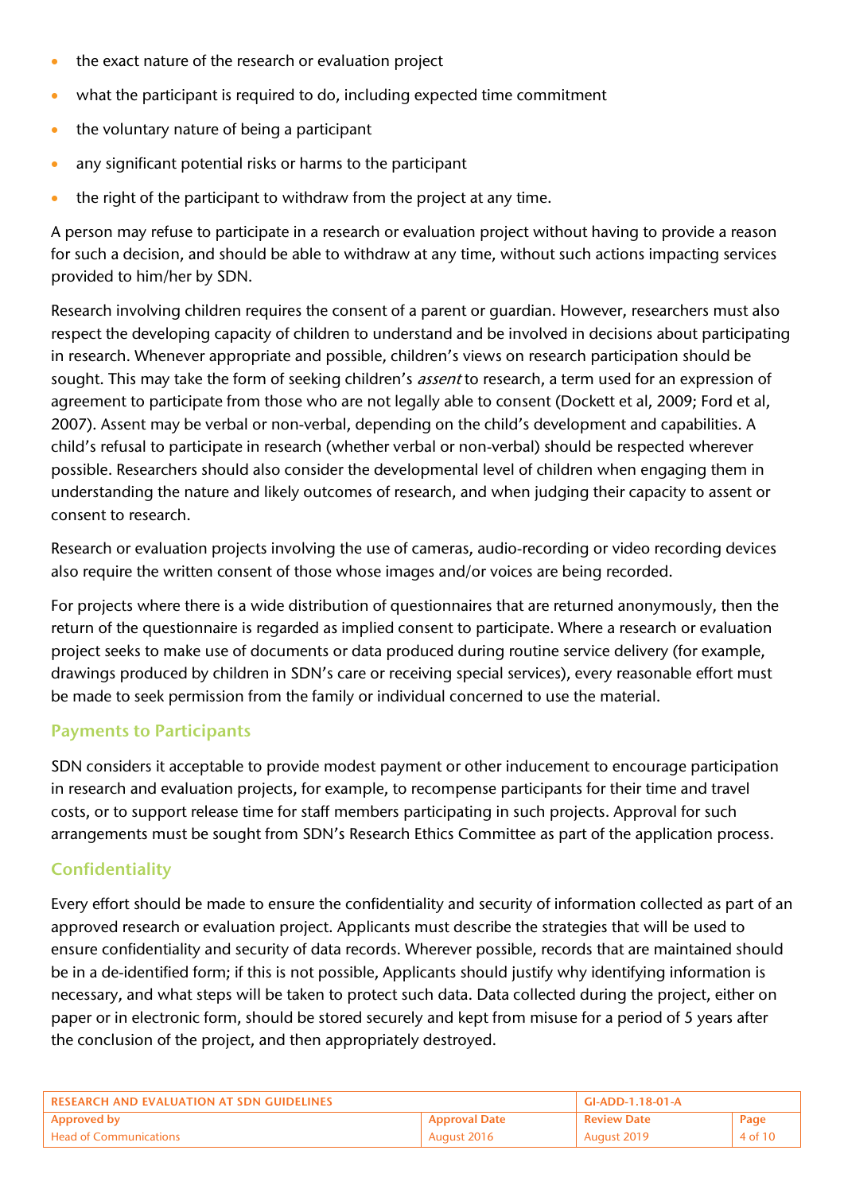- the exact nature of the research or evaluation project
- what the participant is required to do, including expected time commitment
- the voluntary nature of being a participant
- any significant potential risks or harms to the participant
- the right of the participant to withdraw from the project at any time.

A person may refuse to participate in a research or evaluation project without having to provide a reason for such a decision, and should be able to withdraw at any time, without such actions impacting services provided to him/her by SDN.

Research involving children requires the consent of a parent or guardian. However, researchers must also respect the developing capacity of children to understand and be involved in decisions about participating in research. Whenever appropriate and possible, children's views on research participation should be sought. This may take the form of seeking children's *assent* to research, a term used for an expression of agreement to participate from those who are not legally able to consent (Dockett et al, 2009; Ford et al, 2007). Assent may be verbal or non-verbal, depending on the child's development and capabilities. A child's refusal to participate in research (whether verbal or non-verbal) should be respected wherever possible. Researchers should also consider the developmental level of children when engaging them in understanding the nature and likely outcomes of research, and when judging their capacity to assent or consent to research.

Research or evaluation projects involving the use of cameras, audio-recording or video recording devices also require the written consent of those whose images and/or voices are being recorded.

For projects where there is a wide distribution of questionnaires that are returned anonymously, then the return of the questionnaire is regarded as implied consent to participate. Where a research or evaluation project seeks to make use of documents or data produced during routine service delivery (for example, drawings produced by children in SDN's care or receiving special services), every reasonable effort must be made to seek permission from the family or individual concerned to use the material.

## Payments to Participants

SDN considers it acceptable to provide modest payment or other inducement to encourage participation in research and evaluation projects, for example, to recompense participants for their time and travel costs, or to support release time for staff members participating in such projects. Approval for such arrangements must be sought from SDN's Research Ethics Committee as part of the application process.

## Confidentiality

Every effort should be made to ensure the confidentiality and security of information collected as part of an approved research or evaluation project. Applicants must describe the strategies that will be used to ensure confidentiality and security of data records. Wherever possible, records that are maintained should be in a de-identified form; if this is not possible, Applicants should justify why identifying information is necessary, and what steps will be taken to protect such data. Data collected during the project, either on paper or in electronic form, should be stored securely and kept from misuse for a period of 5 years after the conclusion of the project, and then appropriately destroyed.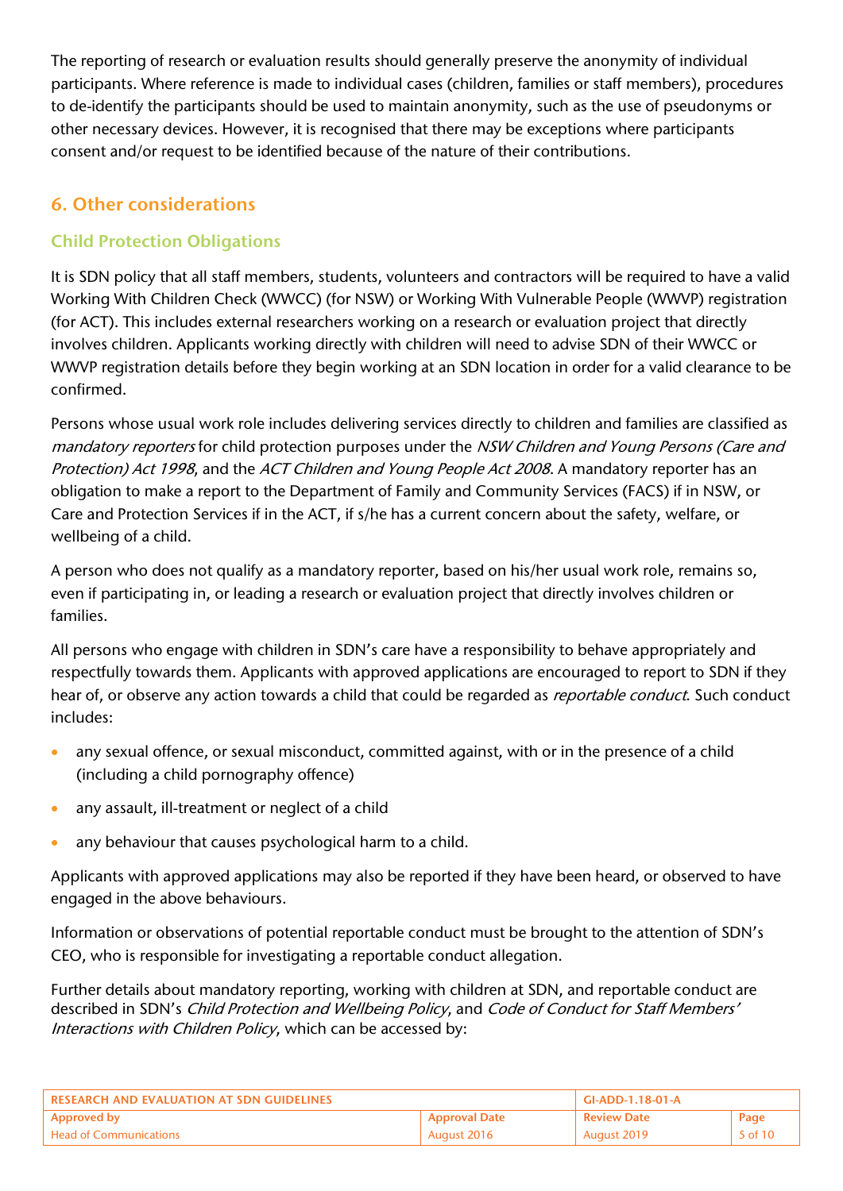The reporting of research or evaluation results should generally preserve the anonymity of individual participants. Where reference is made to individual cases (children, families or staff members), procedures to de-identify the participants should be used to maintain anonymity, such as the use of pseudonyms or other necessary devices. However, it is recognised that there may be exceptions where participants consent and/or request to be identified because of the nature of their contributions.

## 6. Other considerations

### Child Protection Obligations

It is SDN policy that all staff members, students, volunteers and contractors will be required to have a valid Working With Children Check (WWCC) (for NSW) or Working With Vulnerable People (WWVP) registration (for ACT). This includes external researchers working on a research or evaluation project that directly involves children. Applicants working directly with children will need to advise SDN of their WWCC or WWVP registration details before they begin working at an SDN location in order for a valid clearance to be confirmed.

Persons whose usual work role includes delivering services directly to children and families are classified as *mandatory reporters* for child protection purposes under the *NSW Children and Young Persons (Care and Protection) Act 1998*, and the *ACT Children and Young People Act 2008*. A mandatory reporter has an obligation to make a report to the Department of Family and Community Services (FACS) if in NSW, or Care and Protection Services if in the ACT, if s/he has a current concern about the safety, welfare, or wellbeing of a child.

A person who does not qualify as a mandatory reporter, based on his/her usual work role, remains so, even if participating in, or leading a research or evaluation project that directly involves children or families.

All persons who engage with children in SDN's care have a responsibility to behave appropriately and respectfully towards them. Applicants with approved applications are encouraged to report to SDN if they hear of, or observe any action towards a child that could be regarded as *reportable conduct*. Such conduct includes:

- any sexual offence, or sexual misconduct, committed against, with or in the presence of a child (including a child pornography offence)
- any assault, ill-treatment or neglect of a child
- any behaviour that causes psychological harm to a child.

Applicants with approved applications may also be reported if they have been heard, or observed to have engaged in the above behaviours.

Information or observations of potential reportable conduct must be brought to the attention of SDN's CEO, who is responsible for investigating a reportable conduct allegation.

Further details about mandatory reporting, working with children at SDN, and reportable conduct are described in SDN's *Child Protection and Wellbeing Policy*, and *Code of Conduct for Staff Members' Interactions with Children Policy*, which can be accessed by: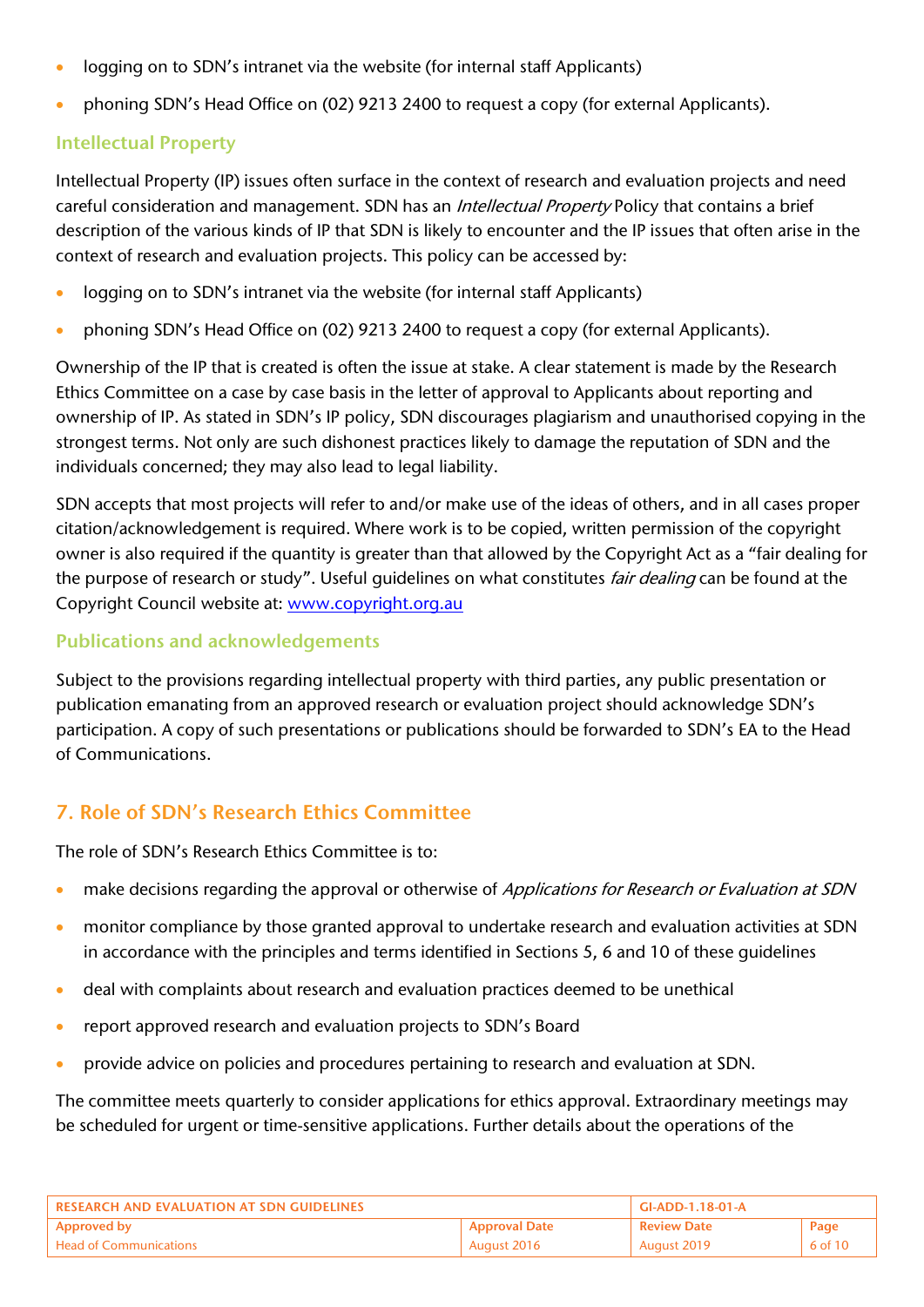- logging on to SDN's intranet via the website (for internal staff Applicants)
- phoning SDN's Head Office on (02) 9213 2400 to request a copy (for external Applicants).

### Intellectual Property

Intellectual Property (IP) issues often surface in the context of research and evaluation projects and need careful consideration and management. SDN has an *Intellectual Property* Policy that contains a brief description of the various kinds of IP that SDN is likely to encounter and the IP issues that often arise in the context of research and evaluation projects. This policy can be accessed by:

- logging on to SDN's intranet via the website (for internal staff Applicants)
- phoning SDN's Head Office on (02) 9213 2400 to request a copy (for external Applicants).

Ownership of the IP that is created is often the issue at stake. A clear statement is made by the Research Ethics Committee on a case by case basis in the letter of approval to Applicants about reporting and ownership of IP. As stated in SDN's IP policy, SDN discourages plagiarism and unauthorised copying in the strongest terms. Not only are such dishonest practices likely to damage the reputation of SDN and the individuals concerned; they may also lead to legal liability.

SDN accepts that most projects will refer to and/or make use of the ideas of others, and in all cases proper citation/acknowledgement is required. Where work is to be copied, written permission of the copyright owner is also required if the quantity is greater than that allowed by the Copyright Act as a "fair dealing for the purpose of research or study". Useful guidelines on what constitutes *fair dealing* can be found at the Copyright Council website at: [www.copyright.org.au](www.copyright.org.au)

### Publications and acknowledgements

Subject to the provisions regarding intellectual property with third parties, any public presentation or publication emanating from an approved research or evaluation project should acknowledge SDN's participation. A copy of such presentations or publications should be forwarded to SDN's EA to the Head of Communications.

## 7. Role of SDN's Research Ethics Committee

The role of SDN's Research Ethics Committee is to:

- make decisions regarding the approval or otherwise of *Applications for Research or Evaluation at SDN*
- monitor compliance by those granted approval to undertake research and evaluation activities at SDN in accordance with the principles and terms identified in Sections 5, 6 and 10 of these guidelines
- deal with complaints about research and evaluation practices deemed to be unethical
- report approved research and evaluation projects to SDN's Board
- provide advice on policies and procedures pertaining to research and evaluation at SDN.

The committee meets quarterly to consider applications for ethics approval. Extraordinary meetings may be scheduled for urgent or time-sensitive applications. Further details about the operations of the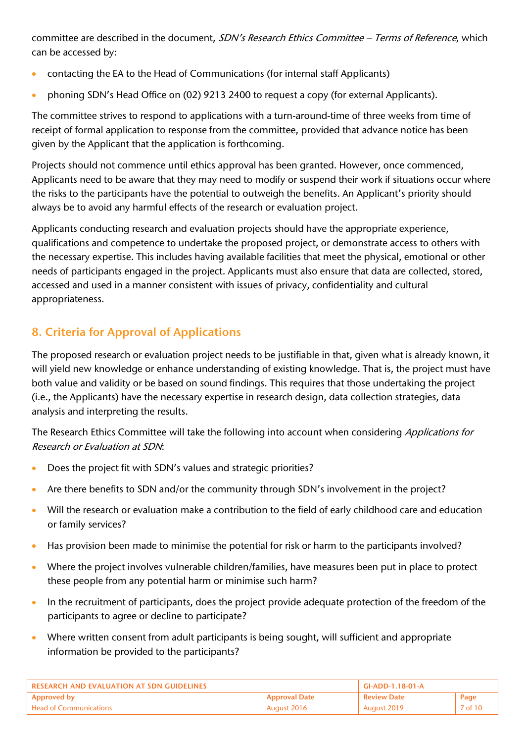committee are described in the document, *SDN's Research Ethics Committee – Terms of Reference*, which can be accessed by:

- contacting the EA to the Head of Communications (for internal staff Applicants)
- phoning SDN's Head Office on (02) 9213 2400 to request a copy (for external Applicants).

The committee strives to respond to applications with a turn-around-time of three weeks from time of receipt of formal application to response from the committee, provided that advance notice has been given by the Applicant that the application is forthcoming.

Projects should not commence until ethics approval has been granted. However, once commenced, Applicants need to be aware that they may need to modify or suspend their work if situations occur where the risks to the participants have the potential to outweigh the benefits. An Applicant's priority should always be to avoid any harmful effects of the research or evaluation project.

Applicants conducting research and evaluation projects should have the appropriate experience, qualifications and competence to undertake the proposed project, or demonstrate access to others with the necessary expertise. This includes having available facilities that meet the physical, emotional or other needs of participants engaged in the project. Applicants must also ensure that data are collected, stored, accessed and used in a manner consistent with issues of privacy, confidentiality and cultural appropriateness.

## 8. Criteria for Approval of Applications

The proposed research or evaluation project needs to be justifiable in that, given what is already known, it will yield new knowledge or enhance understanding of existing knowledge. That is, the project must have both value and validity or be based on sound findings. This requires that those undertaking the project (i.e., the Applicants) have the necessary expertise in research design, data collection strategies, data analysis and interpreting the results.

The Research Ethics Committee will take the following into account when considering *Applications for Research or Evaluation at SDN*:

- Does the project fit with SDN's values and strategic priorities?
- Are there benefits to SDN and/or the community through SDN's involvement in the project?
- Will the research or evaluation make a contribution to the field of early childhood care and education or family services?
- Has provision been made to minimise the potential for risk or harm to the participants involved?
- Where the project involves vulnerable children/families, have measures been put in place to protect these people from any potential harm or minimise such harm?
- In the recruitment of participants, does the project provide adequate protection of the freedom of the participants to agree or decline to participate?
- Where written consent from adult participants is being sought, will sufficient and appropriate information be provided to the participants?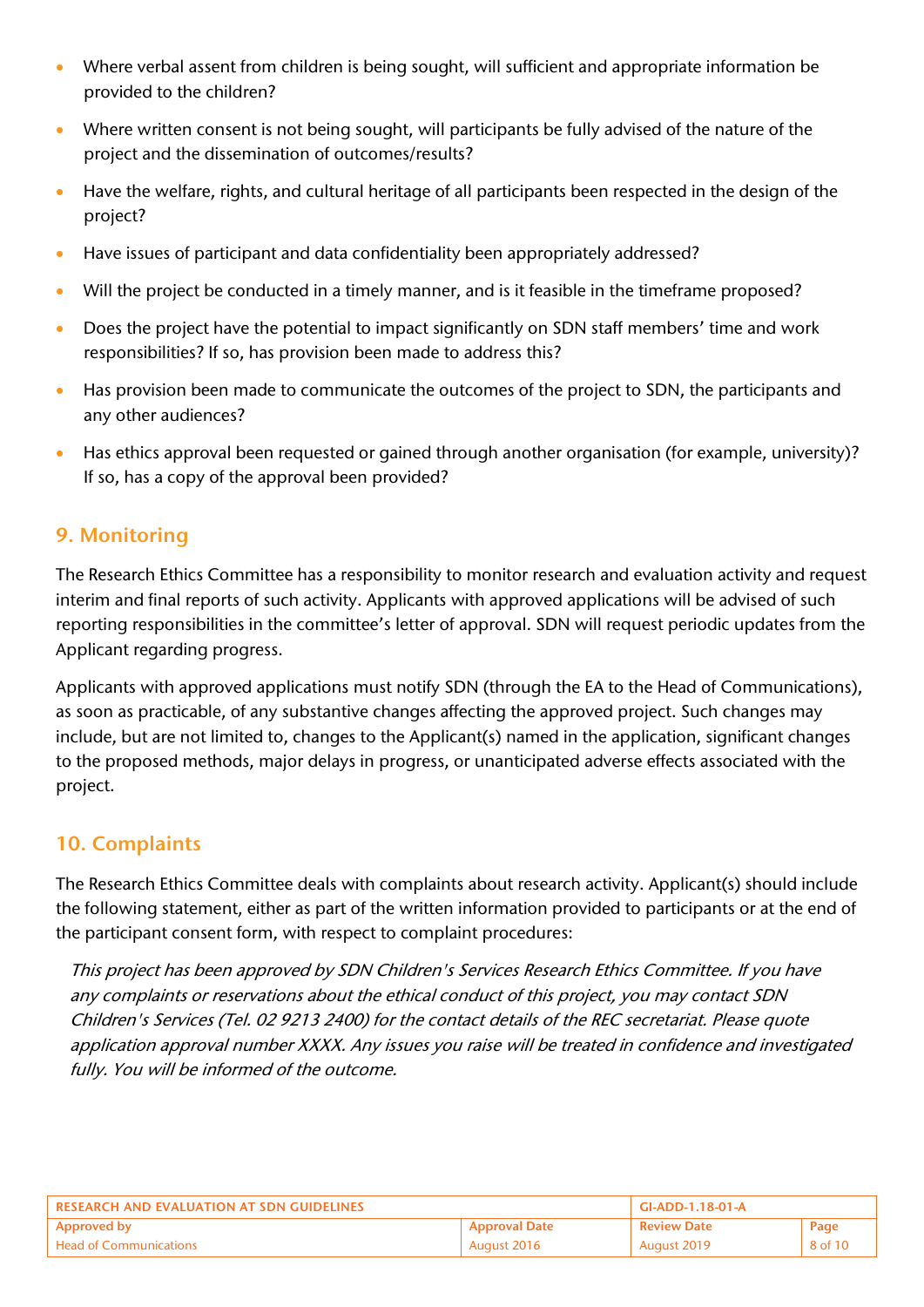- Where verbal assent from children is being sought, will sufficient and appropriate information be provided to the children?
- Where written consent is not being sought, will participants be fully advised of the nature of the project and the dissemination of outcomes/results?
- Have the welfare, rights, and cultural heritage of all participants been respected in the design of the project?
- Have issues of participant and data confidentiality been appropriately addressed?
- Will the project be conducted in a timely manner, and is it feasible in the timeframe proposed?
- Does the project have the potential to impact significantly on SDN staff members' time and work responsibilities? If so, has provision been made to address this?
- Has provision been made to communicate the outcomes of the project to SDN, the participants and any other audiences?
- Has ethics approval been requested or gained through another organisation (for example, university)? If so, has a copy of the approval been provided?

## 9. Monitoring

The Research Ethics Committee has a responsibility to monitor research and evaluation activity and request interim and final reports of such activity. Applicants with approved applications will be advised of such reporting responsibilities in the committee's letter of approval. SDN will request periodic updates from the Applicant regarding progress.

Applicants with approved applications must notify SDN (through the EA to the Head of Communications), as soon as practicable, of any substantive changes affecting the approved project. Such changes may include, but are not limited to, changes to the Applicant(s) named in the application, significant changes to the proposed methods, major delays in progress, or unanticipated adverse effects associated with the project.

## 10. Complaints

The Research Ethics Committee deals with complaints about research activity. Applicant(s) should include the following statement, either as part of the written information provided to participants or at the end of the participant consent form, with respect to complaint procedures:

> *This project has been approved by SDN Children's Services Research Ethics Committee. If you have any complaints or reservations about the ethical conduct of this project, you may contact SDN Children's Services (Tel. 02 9213 2400) for the contact details of the REC secretariat. Please quote application approval number XXXX. Any issues you raise will be treated in confidence and investigated fully. You will be informed of the outcome.*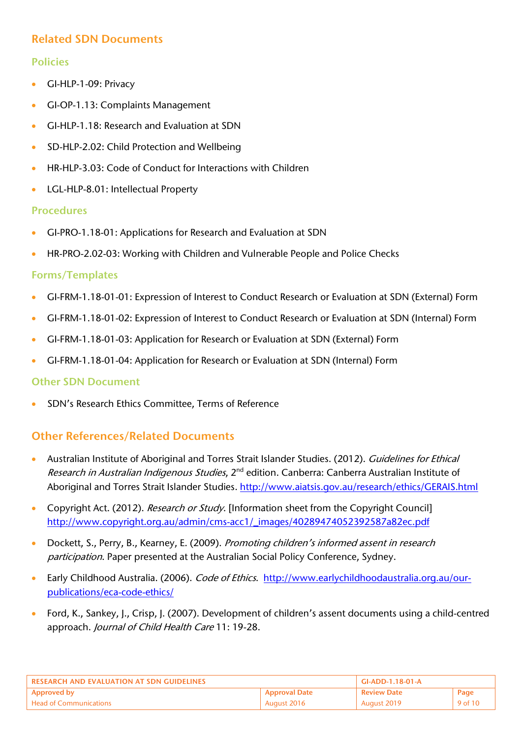## Related SDN Documents

### Policies

- GI-HLP-1-09: Privacy
- GI-OP-1.13: Complaints Management
- GI-HLP-1.18: Research and Evaluation at SDN
- SD-HLP-2.02: Child Protection and Wellbeing
- HR-HLP-3.03: Code of Conduct for Interactions with Children
- LGL-HLP-8.01: Intellectual Property

### Procedures

- GI-PRO-1.18-01: Applications for Research and Evaluation at SDN
- HR-PRO-2.02-03: Working with Children and Vulnerable People and Police Checks

### Forms/Templates

- GI-FRM-1.18-01-01: Expression of Interest to Conduct Research or Evaluation at SDN (External) Form
- GI-FRM-1.18-01-02: Expression of Interest to Conduct Research or Evaluation at SDN (Internal) Form
- GI-FRM-1.18-01-03: Application for Research or Evaluation at SDN (External) Form
- GI-FRM-1.18-01-04: Application for Research or Evaluation at SDN (Internal) Form

### Other SDN Document

- SDN's Research Ethics Committee, Terms of Reference

## Other References/Related Documents

- Australian Institute of Aboriginal and Torres Strait Islander Studies. (2012). *Guidelines for Ethical Research in Australian Indigenous Studies*, 2nd edition. Canberra: Canberra Australian Institute of Aboriginal and Torres Strait Islander Studies. http://www.aiatsis.gov.au/research/ethics/GERAIS.html
- Copyright Act. (2012). *Research or Study*. [Information sheet from the Copyright Council] http://www.copyright.org.au/admin/cms-acc1/_images/40289474052392587a82ec.pdf
- Dockett, S., Perry, B., Kearney, E. (2009). *Promoting children's informed assent in research participation*. Paper presented at the Australian Social Policy Conference, Sydney.
- Early Childhood Australia. (2006). *Code of Ethics*. http://www.earlychildhoodaustralia.org.au/our-publications/eca-code-ethics/
- Ford, K., Sankey, J., Crisp, J. (2007). Development of children's assent documents using a child-centred approach. *Journal of Child Health Care* 11: 19-28.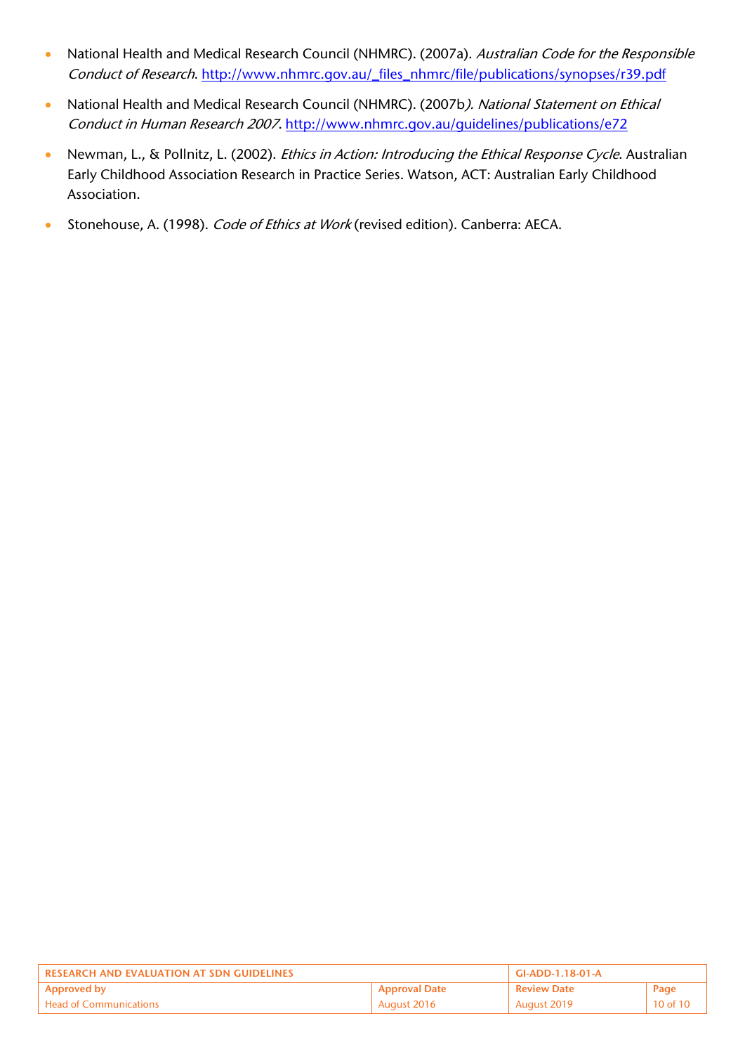- National Health and Medical Research Council (NHMRC). (2007a). *Australian Code for the Responsible Conduct of Research*. http://www.nhmrc.gov.au/_files_nhmrc/file/publications/synopses/r39.pdf
- National Health and Medical Research Council (NHMRC). (2007b*). National Statement on Ethical Conduct in Human Research 2007*. http://www.nhmrc.gov.au/guidelines/publications/e72
- Newman, L., & Pollnitz, L. (2002). *Ethics in Action: Introducing the Ethical Response Cycle*. Australian Early Childhood Association Research in Practice Series. Watson, ACT: Australian Early Childhood Association.
- Stonehouse, A. (1998). *Code of Ethics at Work* (revised edition). Canberra: AECA.